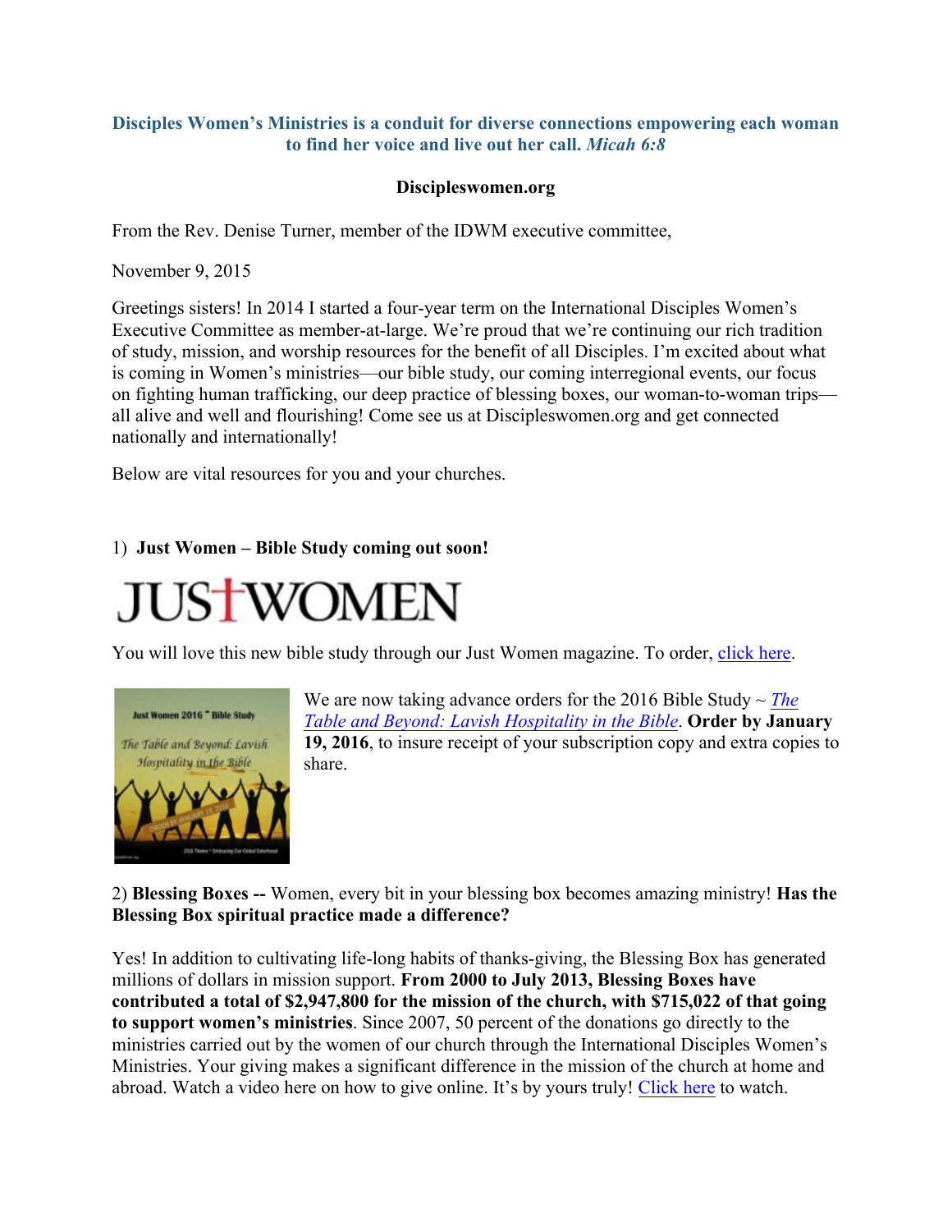**Disciples Women's Ministries is a conduit for diverse connections empowering each woman to find her voice and live out her call.** ***Micah 6:8***

**Discipleswomen.org**

From the Rev. Denise Turner, member of the IDWM executive committee,

November 9, 2015

Greetings sisters! In 2014 I started a four-year term on the International Disciples Women's Executive Committee as member-at-large. We're proud that we're continuing our rich tradition of study, mission, and worship resources for the benefit of all Disciples. I'm excited about what is coming in Women's ministries—our bible study, our coming interregional events, our focus on fighting human trafficking, our deep practice of blessing boxes, our woman-to-woman trips—all alive and well and flourishing! Come see us at Discipleswomen.org and get connected nationally and internationally!

Below are vital resources for you and your churches.

1) **Just Women – Bible Study coming out soon!**

JUST WOMEN

You will love this new bible study through our Just Women magazine. To order, click here.

We are now taking advance orders for the 2016 Bible Study ~ *The Table and Beyond: Lavish Hospitality in the Bible*. **Order by January 19, 2016**, to insure receipt of your subscription copy and extra copies to share.

2) **Blessing Boxes --** Women, every bit in your blessing box becomes amazing ministry! **Has the Blessing Box spiritual practice made a difference?**

Yes! In addition to cultivating life-long habits of thanks-giving, the Blessing Box has generated millions of dollars in mission support. **From 2000 to July 2013, Blessing Boxes have contributed a total of $2,947,800 for the mission of the church, with $715,022 of that going to support women's ministries**. Since 2007, 50 percent of the donations go directly to the ministries carried out by the women of our church through the International Disciples Women's Ministries. Your giving makes a significant difference in the mission of the church at home and abroad. Watch a video here on how to give online. It's by yours truly! Click here to watch.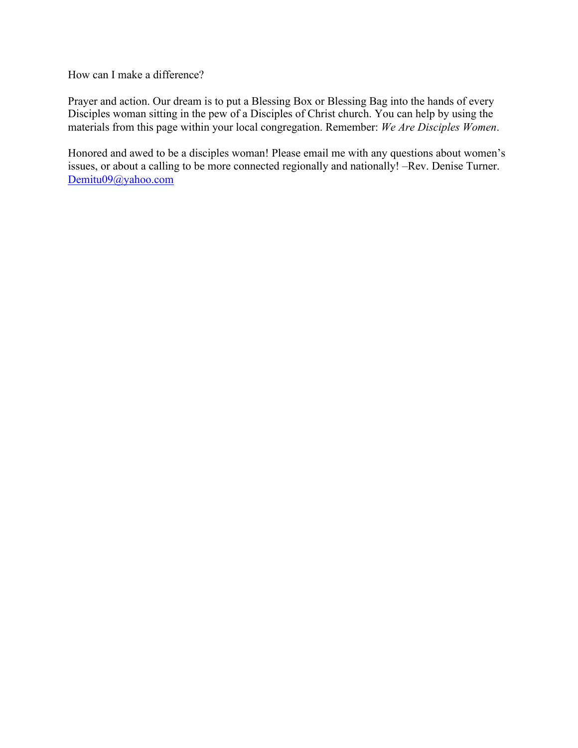How can I make a difference?

Prayer and action. Our dream is to put a Blessing Box or Blessing Bag into the hands of every Disciples woman sitting in the pew of a Disciples of Christ church. You can help by using the materials from this page within your local congregation. Remember: *We Are Disciples Women*.

Honored and awed to be a disciples woman! Please email me with any questions about women's issues, or about a calling to be more connected regionally and nationally! –Rev. Denise Turner. Demitu09@yahoo.com